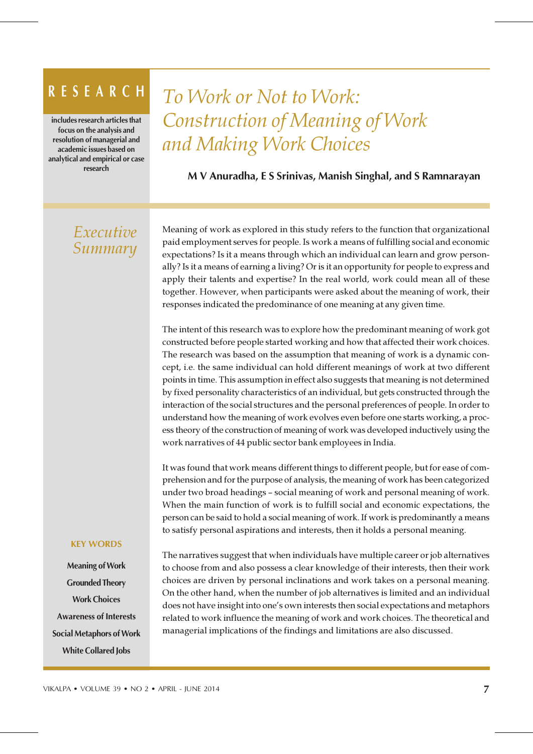**RESEARCH**

includes research articles that focus on the analysis and resolution of managerial and academic issues based on analytical and empirical or case research

# To Work or Not to Work: Construction of Meaning of Work and Making Work Choices

**M V Anuradha, E S Srinivas, Manish Singhal, and S Ramnarayan**

## Executive Summary

Meaning of work as explored in this study refers to the function that organizational paid employment serves for people. Is work a means of fulfilling social and economic expectations? Is it a means through which an individual can learn and grow personally? Is it a means of earning a living? Or is it an opportunity for people to express and apply their talents and expertise? In the real world, work could mean all of these together. However, when participants were asked about the meaning of work, their responses indicated the predominance of one meaning at any given time.

The intent of this research was to explore how the predominant meaning of work got constructed before people started working and how that affected their work choices. The research was based on the assumption that meaning of work is a dynamic concept, i.e. the same individual can hold different meanings of work at two different points in time. This assumption in effect also suggests that meaning is not determined by fixed personality characteristics of an individual, but gets constructed through the interaction of the social structures and the personal preferences of people. In order to understand how the meaning of work evolves even before one starts working, a process theory of the construction of meaning of work was developed inductively using the work narratives of 44 public sector bank employees in India.

It was found that work means different things to different people, but for ease of comprehension and for the purpose of analysis, the meaning of work has been categorized under two broad headings – social meaning of work and personal meaning of work. When the main function of work is to fulfill social and economic expectations, the person can be said to hold a social meaning of work. If work is predominantly a means to satisfy personal aspirations and interests, then it holds a personal meaning.

The narratives suggest that when individuals have multiple career or job alternatives to choose from and also possess a clear knowledge of their interests, then their work choices are driven by personal inclinations and work takes on a personal meaning. On the other hand, when the number of job alternatives is limited and an individual does not have insight into one's own interests then social expectations and metaphors related to work influence the meaning of work and work choices. The theoretical and managerial implications of the findings and limitations are also discussed.

**KEY WORDS**

Meaning of Work

Grounded Theory

Work Choices

Awareness of Interests

Social Metaphors of Work

White Collared Jobs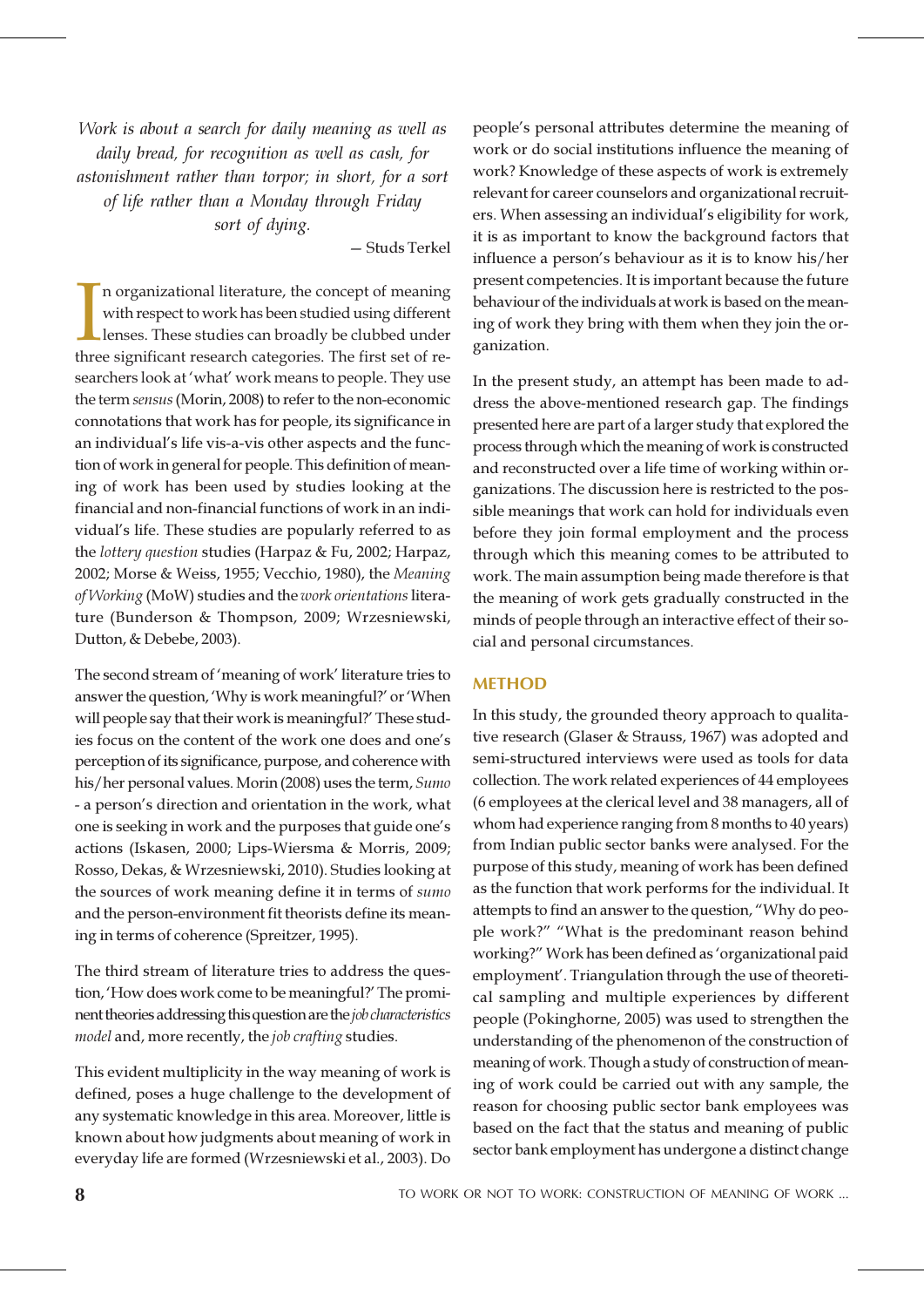*Work is about a search for daily meaning as well as daily bread, for recognition as well as cash, for astonishment rather than torpor; in short, for a sort of life rather than a Monday through Friday sort of dying.*

— Studs Terkel

In organizational literature, the concept of meaning with respect to work has been studied using different lenses. These studies can broadly be clubbed under three significant research categories. The first set of researchers look at 'what' work means to people. They use the term *sensus* (Morin, 2008) to refer to the non-economic connotations that work has for people, its significance in an individual's life vis-a-vis other aspects and the function of work in general for people. This definition of meaning of work has been used by studies looking at the financial and non-financial functions of work in an individual's life. These studies are popularly referred to as the *lottery question* studies (Harpaz & Fu, 2002; Harpaz, 2002; Morse & Weiss, 1955; Vecchio, 1980), the *Meaning of Working* (MoW) studies and the *work orientations* literature (Bunderson & Thompson, 2009; Wrzesniewski, Dutton, & Debebe, 2003).

The second stream of 'meaning of work' literature tries to answer the question, 'Why is work meaningful?' or 'When will people say that their work is meaningful?' These studies focus on the content of the work one does and one's perception of its significance, purpose, and coherence with his/her personal values. Morin (2008) uses the term, *Sumo* - a person's direction and orientation in the work, what one is seeking in work and the purposes that guide one's actions (Iskasen, 2000; Lips-Wiersma & Morris, 2009; Rosso, Dekas, & Wrzesniewski, 2010). Studies looking at the sources of work meaning define it in terms of *sumo* and the person-environment fit theorists define its meaning in terms of coherence (Spreitzer, 1995).

The third stream of literature tries to address the question, 'How does work come to be meaningful?' The prominent theories addressing this question are the *job characteristics model* and, more recently, the *job crafting* studies.

This evident multiplicity in the way meaning of work is defined, poses a huge challenge to the development of any systematic knowledge in this area. Moreover, little is known about how judgments about meaning of work in everyday life are formed (Wrzesniewski et al., 2003). Do people's personal attributes determine the meaning of work or do social institutions influence the meaning of work? Knowledge of these aspects of work is extremely relevant for career counselors and organizational recruiters. When assessing an individual's eligibility for work, it is as important to know the background factors that influence a person's behaviour as it is to know his/her present competencies. It is important because the future behaviour of the individuals at work is based on the meaning of work they bring with them when they join the organization.

In the present study, an attempt has been made to address the above-mentioned research gap. The findings presented here are part of a larger study that explored the process through which the meaning of work is constructed and reconstructed over a life time of working within organizations. The discussion here is restricted to the possible meanings that work can hold for individuals even before they join formal employment and the process through which this meaning comes to be attributed to work. The main assumption being made therefore is that the meaning of work gets gradually constructed in the minds of people through an interactive effect of their social and personal circumstances.

## METHOD

In this study, the grounded theory approach to qualitative research (Glaser & Strauss, 1967) was adopted and semi-structured interviews were used as tools for data collection. The work related experiences of 44 employees (6 employees at the clerical level and 38 managers, all of whom had experience ranging from 8 months to 40 years) from Indian public sector banks were analysed. For the purpose of this study, meaning of work has been defined as the function that work performs for the individual. It attempts to find an answer to the question, "Why do people work?" "What is the predominant reason behind working?" Work has been defined as 'organizational paid employment'. Triangulation through the use of theoretical sampling and multiple experiences by different people (Pokinghorne, 2005) was used to strengthen the understanding of the phenomenon of the construction of meaning of work. Though a study of construction of meaning of work could be carried out with any sample, the reason for choosing public sector bank employees was based on the fact that the status and meaning of public sector bank employment has undergone a distinct change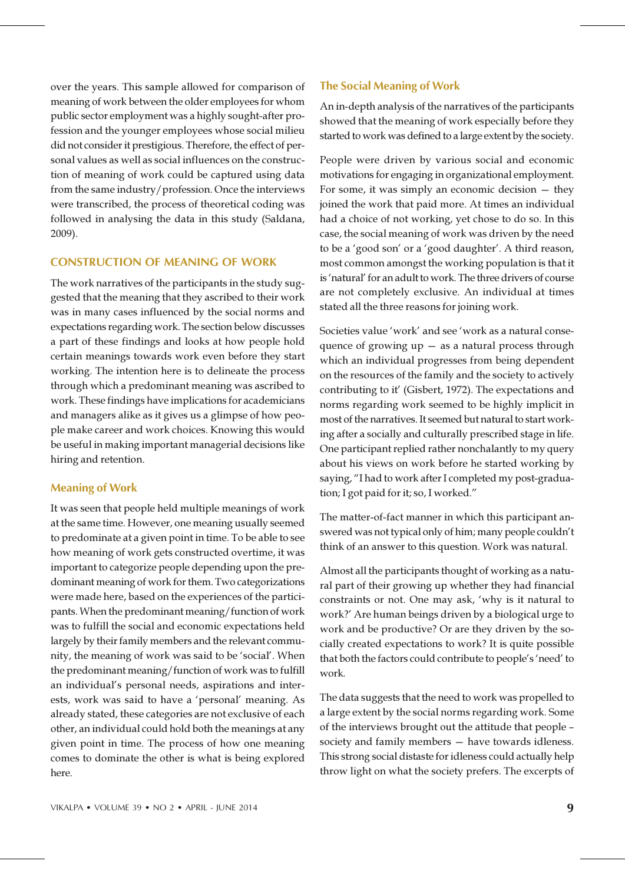over the years. This sample allowed for comparison of meaning of work between the older employees for whom public sector employment was a highly sought-after profession and the younger employees whose social milieu did not consider it prestigious. Therefore, the effect of personal values as well as social influences on the construction of meaning of work could be captured using data from the same industry/profession. Once the interviews were transcribed, the process of theoretical coding was followed in analysing the data in this study (Saldana, 2009).

## CONSTRUCTION OF MEANING OF WORK

The work narratives of the participants in the study suggested that the meaning that they ascribed to their work was in many cases influenced by the social norms and expectations regarding work. The section below discusses a part of these findings and looks at how people hold certain meanings towards work even before they start working. The intention here is to delineate the process through which a predominant meaning was ascribed to work. These findings have implications for academicians and managers alike as it gives us a glimpse of how people make career and work choices. Knowing this would be useful in making important managerial decisions like hiring and retention.

### Meaning of Work

It was seen that people held multiple meanings of work at the same time. However, one meaning usually seemed to predominate at a given point in time. To be able to see how meaning of work gets constructed overtime, it was important to categorize people depending upon the predominant meaning of work for them. Two categorizations were made here, based on the experiences of the participants. When the predominant meaning/function of work was to fulfill the social and economic expectations held largely by their family members and the relevant community, the meaning of work was said to be 'social'. When the predominant meaning/function of work was to fulfill an individual's personal needs, aspirations and interests, work was said to have a 'personal' meaning. As already stated, these categories are not exclusive of each other, an individual could hold both the meanings at any given point in time. The process of how one meaning comes to dominate the other is what is being explored here.

### The Social Meaning of Work

An in-depth analysis of the narratives of the participants showed that the meaning of work especially before they started to work was defined to a large extent by the society.

People were driven by various social and economic motivations for engaging in organizational employment. For some, it was simply an economic decision — they joined the work that paid more. At times an individual had a choice of not working, yet chose to do so. In this case, the social meaning of work was driven by the need to be a 'good son' or a 'good daughter'. A third reason, most common amongst the working population is that it is 'natural' for an adult to work. The three drivers of course are not completely exclusive. An individual at times stated all the three reasons for joining work.

Societies value 'work' and see 'work as a natural consequence of growing up — as a natural process through which an individual progresses from being dependent on the resources of the family and the society to actively contributing to it' (Gisbert, 1972). The expectations and norms regarding work seemed to be highly implicit in most of the narratives. It seemed but natural to start working after a socially and culturally prescribed stage in life. One participant replied rather nonchalantly to my query about his views on work before he started working by saying, "I had to work after I completed my post-graduation; I got paid for it; so, I worked."

The matter-of-fact manner in which this participant answered was not typical only of him; many people couldn't think of an answer to this question. Work was natural.

Almost all the participants thought of working as a natural part of their growing up whether they had financial constraints or not. One may ask, 'why is it natural to work?' Are human beings driven by a biological urge to work and be productive? Or are they driven by the socially created expectations to work? It is quite possible that both the factors could contribute to people's 'need' to work.

The data suggests that the need to work was propelled to a large extent by the social norms regarding work. Some of the interviews brought out the attitude that people – society and family members — have towards idleness. This strong social distaste for idleness could actually help throw light on what the society prefers. The excerpts of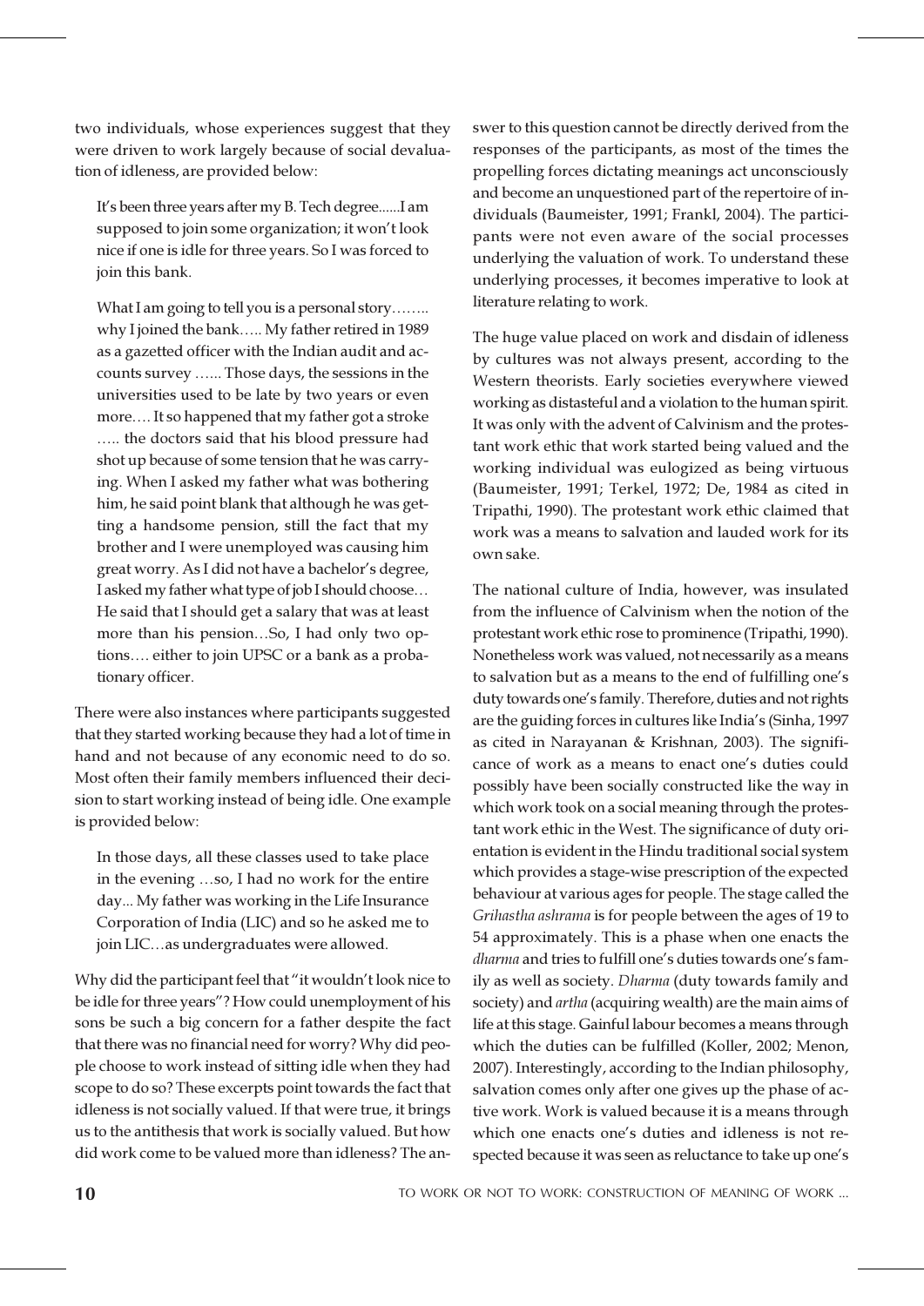two individuals, whose experiences suggest that they were driven to work largely because of social devaluation of idleness, are provided below:

> It's been three years after my B. Tech degree......I am supposed to join some organization; it won't look nice if one is idle for three years. So I was forced to join this bank.

> What I am going to tell you is a personal story…….. why I joined the bank….. My father retired in 1989 as a gazetted officer with the Indian audit and accounts survey …... Those days, the sessions in the universities used to be late by two years or even more…. It so happened that my father got a stroke ….. the doctors said that his blood pressure had shot up because of some tension that he was carrying. When I asked my father what was bothering him, he said point blank that although he was getting a handsome pension, still the fact that my brother and I were unemployed was causing him great worry. As I did not have a bachelor's degree, I asked my father what type of job I should choose… He said that I should get a salary that was at least more than his pension…So, I had only two options…. either to join UPSC or a bank as a probationary officer.

There were also instances where participants suggested that they started working because they had a lot of time in hand and not because of any economic need to do so. Most often their family members influenced their decision to start working instead of being idle. One example is provided below:

> In those days, all these classes used to take place in the evening …so, I had no work for the entire day... My father was working in the Life Insurance Corporation of India (LIC) and so he asked me to join LIC…as undergraduates were allowed.

Why did the participant feel that "it wouldn't look nice to be idle for three years"? How could unemployment of his sons be such a big concern for a father despite the fact that there was no financial need for worry? Why did people choose to work instead of sitting idle when they had scope to do so? These excerpts point towards the fact that idleness is not socially valued. If that were true, it brings us to the antithesis that work is socially valued. But how did work come to be valued more than idleness? The answer to this question cannot be directly derived from the responses of the participants, as most of the times the propelling forces dictating meanings act unconsciously and become an unquestioned part of the repertoire of individuals (Baumeister, 1991; Frankl, 2004). The participants were not even aware of the social processes underlying the valuation of work. To understand these underlying processes, it becomes imperative to look at literature relating to work.

The huge value placed on work and disdain of idleness by cultures was not always present, according to the Western theorists. Early societies everywhere viewed working as distasteful and a violation to the human spirit. It was only with the advent of Calvinism and the protestant work ethic that work started being valued and the working individual was eulogized as being virtuous (Baumeister, 1991; Terkel, 1972; De, 1984 as cited in Tripathi, 1990). The protestant work ethic claimed that work was a means to salvation and lauded work for its own sake.

The national culture of India, however, was insulated from the influence of Calvinism when the notion of the protestant work ethic rose to prominence (Tripathi, 1990). Nonetheless work was valued, not necessarily as a means to salvation but as a means to the end of fulfilling one's duty towards one's family. Therefore, duties and not rights are the guiding forces in cultures like India's (Sinha, 1997 as cited in Narayanan & Krishnan, 2003). The significance of work as a means to enact one's duties could possibly have been socially constructed like the way in which work took on a social meaning through the protestant work ethic in the West. The significance of duty orientation is evident in the Hindu traditional social system which provides a stage-wise prescription of the expected behaviour at various ages for people. The stage called the *Grihastha ashrama* is for people between the ages of 19 to 54 approximately. This is a phase when one enacts the *dharma* and tries to fulfill one's duties towards one's family as well as society. *Dharma* (duty towards family and society) and *artha* (acquiring wealth) are the main aims of life at this stage. Gainful labour becomes a means through which the duties can be fulfilled (Koller, 2002; Menon, 2007). Interestingly, according to the Indian philosophy, salvation comes only after one gives up the phase of active work. Work is valued because it is a means through which one enacts one's duties and idleness is not respected because it was seen as reluctance to take up one's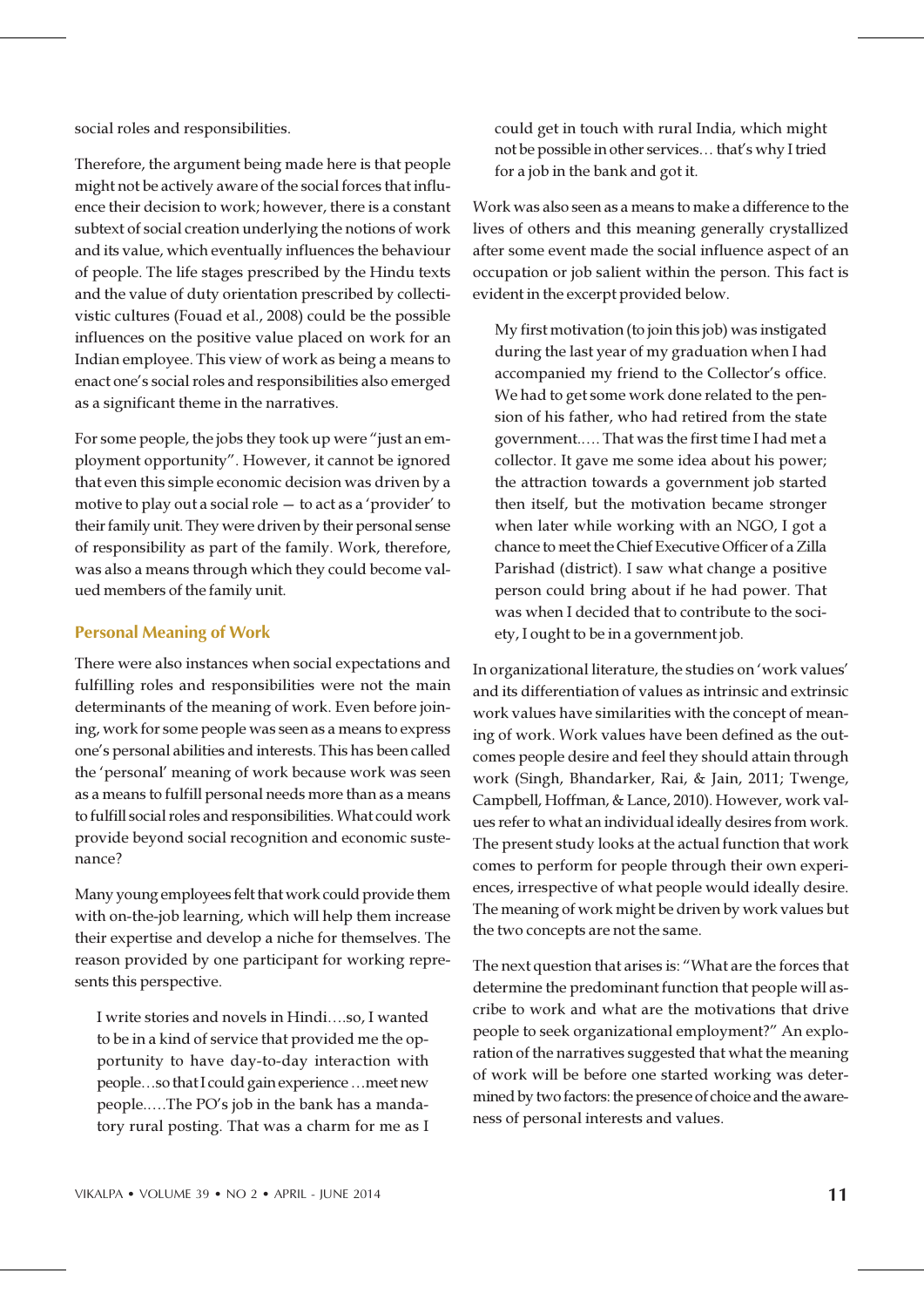social roles and responsibilities.

Therefore, the argument being made here is that people might not be actively aware of the social forces that influence their decision to work; however, there is a constant subtext of social creation underlying the notions of work and its value, which eventually influences the behaviour of people. The life stages prescribed by the Hindu texts and the value of duty orientation prescribed by collectivistic cultures (Fouad et al., 2008) could be the possible influences on the positive value placed on work for an Indian employee. This view of work as being a means to enact one's social roles and responsibilities also emerged as a significant theme in the narratives.

For some people, the jobs they took up were "just an employment opportunity". However, it cannot be ignored that even this simple economic decision was driven by a motive to play out a social role — to act as a 'provider' to their family unit. They were driven by their personal sense of responsibility as part of the family. Work, therefore, was also a means through which they could become valued members of the family unit.

## Personal Meaning of Work

There were also instances when social expectations and fulfilling roles and responsibilities were not the main determinants of the meaning of work. Even before joining, work for some people was seen as a means to express one's personal abilities and interests. This has been called the 'personal' meaning of work because work was seen as a means to fulfill personal needs more than as a means to fulfill social roles and responsibilities. What could work provide beyond social recognition and economic sustenance?

Many young employees felt that work could provide them with on-the-job learning, which will help them increase their expertise and develop a niche for themselves. The reason provided by one participant for working represents this perspective.

> I write stories and novels in Hindi….so, I wanted to be in a kind of service that provided me the opportunity to have day-to-day interaction with people…so that I could gain experience …meet new people.….The PO's job in the bank has a mandatory rural posting. That was a charm for me as I could get in touch with rural India, which might not be possible in other services… that's why I tried for a job in the bank and got it.

Work was also seen as a means to make a difference to the lives of others and this meaning generally crystallized after some event made the social influence aspect of an occupation or job salient within the person. This fact is evident in the excerpt provided below.

> My first motivation (to join this job) was instigated during the last year of my graduation when I had accompanied my friend to the Collector's office. We had to get some work done related to the pension of his father, who had retired from the state government.…. That was the first time I had met a collector. It gave me some idea about his power; the attraction towards a government job started then itself, but the motivation became stronger when later while working with an NGO, I got a chance to meet the Chief Executive Officer of a Zilla Parishad (district). I saw what change a positive person could bring about if he had power. That was when I decided that to contribute to the society, I ought to be in a government job.

In organizational literature, the studies on 'work values' and its differentiation of values as intrinsic and extrinsic work values have similarities with the concept of meaning of work. Work values have been defined as the outcomes people desire and feel they should attain through work (Singh, Bhandarker, Rai, & Jain, 2011; Twenge, Campbell, Hoffman, & Lance, 2010). However, work values refer to what an individual ideally desires from work. The present study looks at the actual function that work comes to perform for people through their own experiences, irrespective of what people would ideally desire. The meaning of work might be driven by work values but the two concepts are not the same.

The next question that arises is: "What are the forces that determine the predominant function that people will ascribe to work and what are the motivations that drive people to seek organizational employment?" An exploration of the narratives suggested that what the meaning of work will be before one started working was determined by two factors: the presence of choice and the awareness of personal interests and values.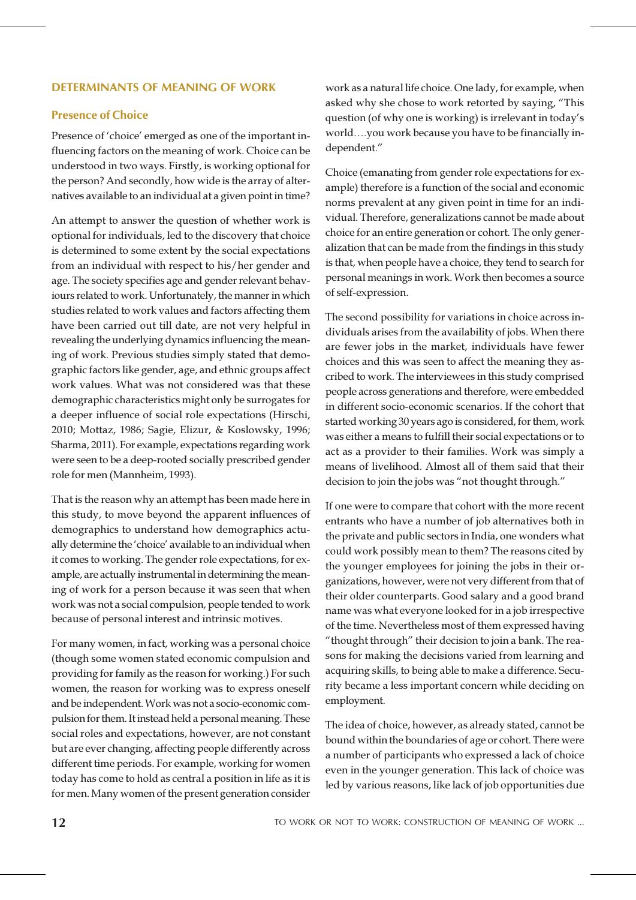## DETERMINANTS OF MEANING OF WORK

### Presence of Choice

Presence of 'choice' emerged as one of the important influencing factors on the meaning of work. Choice can be understood in two ways. Firstly, is working optional for the person? And secondly, how wide is the array of alternatives available to an individual at a given point in time?

An attempt to answer the question of whether work is optional for individuals, led to the discovery that choice is determined to some extent by the social expectations from an individual with respect to his/her gender and age. The society specifies age and gender relevant behaviours related to work. Unfortunately, the manner in which studies related to work values and factors affecting them have been carried out till date, are not very helpful in revealing the underlying dynamics influencing the meaning of work. Previous studies simply stated that demographic factors like gender, age, and ethnic groups affect work values. What was not considered was that these demographic characteristics might only be surrogates for a deeper influence of social role expectations (Hirschi, 2010; Mottaz, 1986; Sagie, Elizur, & Koslowsky, 1996; Sharma, 2011). For example, expectations regarding work were seen to be a deep-rooted socially prescribed gender role for men (Mannheim, 1993).

That is the reason why an attempt has been made here in this study, to move beyond the apparent influences of demographics to understand how demographics actually determine the 'choice' available to an individual when it comes to working. The gender role expectations, for example, are actually instrumental in determining the meaning of work for a person because it was seen that when work was not a social compulsion, people tended to work because of personal interest and intrinsic motives.

For many women, in fact, working was a personal choice (though some women stated economic compulsion and providing for family as the reason for working.) For such women, the reason for working was to express oneself and be independent. Work was not a socio-economic compulsion for them. It instead held a personal meaning. These social roles and expectations, however, are not constant but are ever changing, affecting people differently across different time periods. For example, working for women today has come to hold as central a position in life as it is for men. Many women of the present generation consider work as a natural life choice. One lady, for example, when asked why she chose to work retorted by saying, "This question (of why one is working) is irrelevant in today's world….you work because you have to be financially independent."

Choice (emanating from gender role expectations for example) therefore is a function of the social and economic norms prevalent at any given point in time for an individual. Therefore, generalizations cannot be made about choice for an entire generation or cohort. The only generalization that can be made from the findings in this study is that, when people have a choice, they tend to search for personal meanings in work. Work then becomes a source of self-expression.

The second possibility for variations in choice across individuals arises from the availability of jobs. When there are fewer jobs in the market, individuals have fewer choices and this was seen to affect the meaning they ascribed to work. The interviewees in this study comprised people across generations and therefore, were embedded in different socio-economic scenarios. If the cohort that started working 30 years ago is considered, for them, work was either a means to fulfill their social expectations or to act as a provider to their families. Work was simply a means of livelihood. Almost all of them said that their decision to join the jobs was "not thought through."

If one were to compare that cohort with the more recent entrants who have a number of job alternatives both in the private and public sectors in India, one wonders what could work possibly mean to them? The reasons cited by the younger employees for joining the jobs in their organizations, however, were not very different from that of their older counterparts. Good salary and a good brand name was what everyone looked for in a job irrespective of the time. Nevertheless most of them expressed having "thought through" their decision to join a bank. The reasons for making the decisions varied from learning and acquiring skills, to being able to make a difference. Security became a less important concern while deciding on employment.

The idea of choice, however, as already stated, cannot be bound within the boundaries of age or cohort. There were a number of participants who expressed a lack of choice even in the younger generation. This lack of choice was led by various reasons, like lack of job opportunities due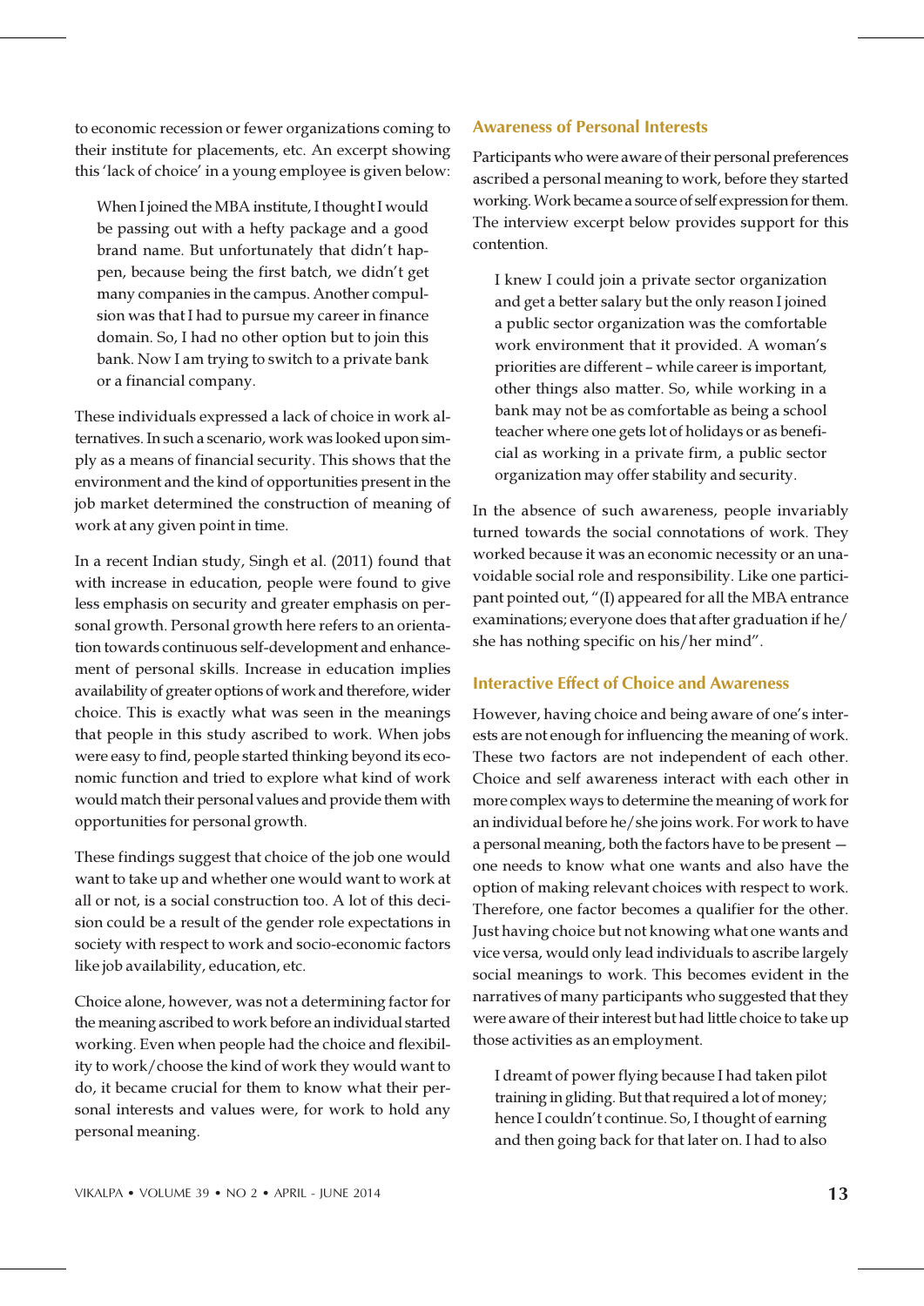to economic recession or fewer organizations coming to their institute for placements, etc. An excerpt showing this 'lack of choice' in a young employee is given below:

> When I joined the MBA institute, I thought I would be passing out with a hefty package and a good brand name. But unfortunately that didn't happen, because being the first batch, we didn't get many companies in the campus. Another compulsion was that I had to pursue my career in finance domain. So, I had no other option but to join this bank. Now I am trying to switch to a private bank or a financial company.

These individuals expressed a lack of choice in work alternatives. In such a scenario, work was looked upon simply as a means of financial security. This shows that the environment and the kind of opportunities present in the job market determined the construction of meaning of work at any given point in time.

In a recent Indian study, Singh et al. (2011) found that with increase in education, people were found to give less emphasis on security and greater emphasis on personal growth. Personal growth here refers to an orientation towards continuous self-development and enhancement of personal skills. Increase in education implies availability of greater options of work and therefore, wider choice. This is exactly what was seen in the meanings that people in this study ascribed to work. When jobs were easy to find, people started thinking beyond its economic function and tried to explore what kind of work would match their personal values and provide them with opportunities for personal growth.

These findings suggest that choice of the job one would want to take up and whether one would want to work at all or not, is a social construction too. A lot of this decision could be a result of the gender role expectations in society with respect to work and socio-economic factors like job availability, education, etc.

Choice alone, however, was not a determining factor for the meaning ascribed to work before an individual started working. Even when people had the choice and flexibility to work/choose the kind of work they would want to do, it became crucial for them to know what their personal interests and values were, for work to hold any personal meaning.

## Awareness of Personal Interests

Participants who were aware of their personal preferences ascribed a personal meaning to work, before they started working. Work became a source of self expression for them. The interview excerpt below provides support for this contention.

> I knew I could join a private sector organization and get a better salary but the only reason I joined a public sector organization was the comfortable work environment that it provided. A woman's priorities are different – while career is important, other things also matter. So, while working in a bank may not be as comfortable as being a school teacher where one gets lot of holidays or as beneficial as working in a private firm, a public sector organization may offer stability and security.

In the absence of such awareness, people invariably turned towards the social connotations of work. They worked because it was an economic necessity or an unavoidable social role and responsibility. Like one participant pointed out, "(I) appeared for all the MBA entrance examinations; everyone does that after graduation if he/she has nothing specific on his/her mind".

## Interactive Effect of Choice and Awareness

However, having choice and being aware of one's interests are not enough for influencing the meaning of work. These two factors are not independent of each other. Choice and self awareness interact with each other in more complex ways to determine the meaning of work for an individual before he/she joins work. For work to have a personal meaning, both the factors have to be present — one needs to know what one wants and also have the option of making relevant choices with respect to work. Therefore, one factor becomes a qualifier for the other. Just having choice but not knowing what one wants and vice versa, would only lead individuals to ascribe largely social meanings to work. This becomes evident in the narratives of many participants who suggested that they were aware of their interest but had little choice to take up those activities as an employment.

> I dreamt of power flying because I had taken pilot training in gliding. But that required a lot of money; hence I couldn't continue. So, I thought of earning and then going back for that later on. I had to also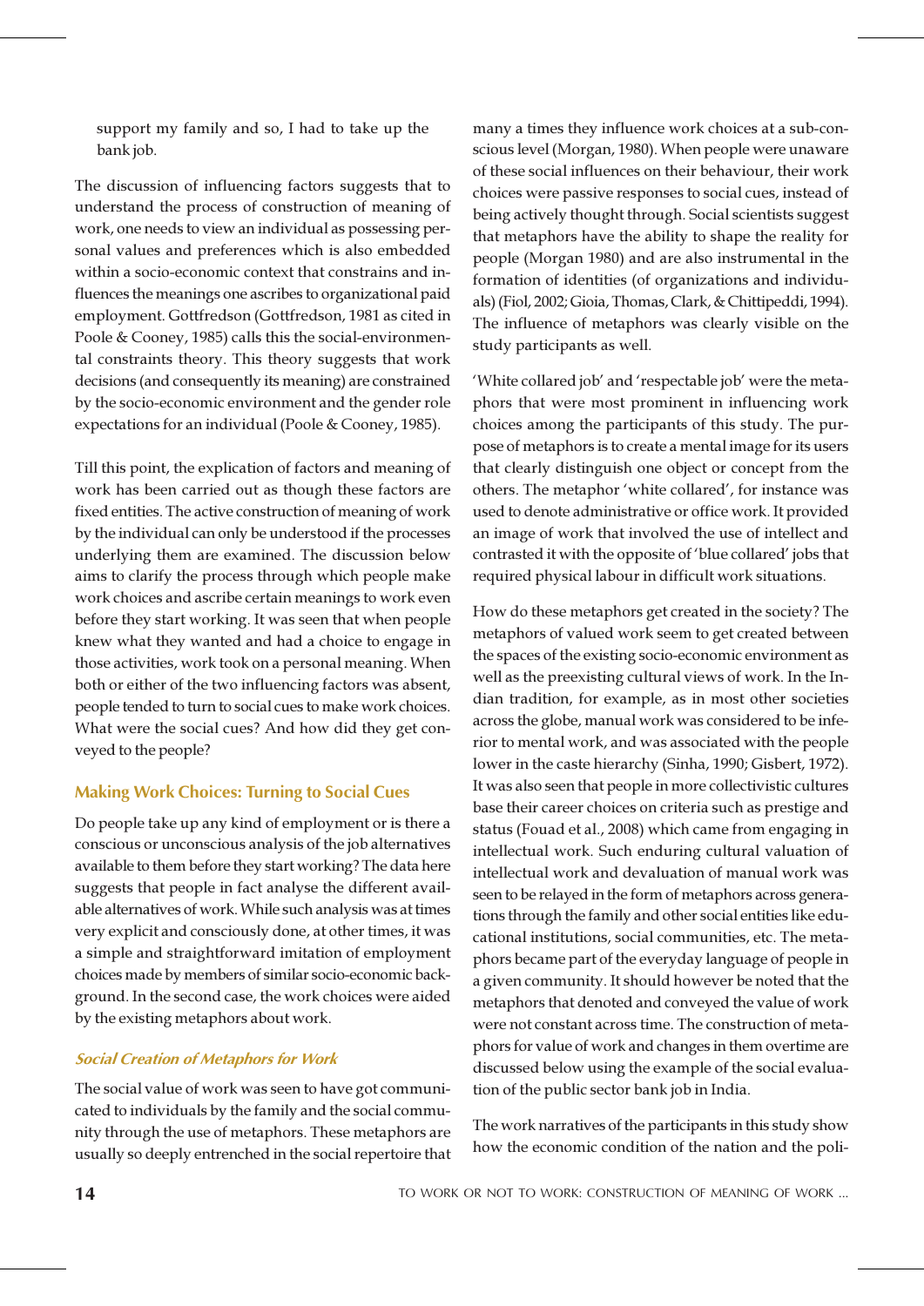support my family and so, I had to take up the bank job.

The discussion of influencing factors suggests that to understand the process of construction of meaning of work, one needs to view an individual as possessing personal values and preferences which is also embedded within a socio-economic context that constrains and influences the meanings one ascribes to organizational paid employment. Gottfredson (Gottfredson, 1981 as cited in Poole & Cooney, 1985) calls this the social-environmental constraints theory. This theory suggests that work decisions (and consequently its meaning) are constrained by the socio-economic environment and the gender role expectations for an individual (Poole & Cooney, 1985).

Till this point, the explication of factors and meaning of work has been carried out as though these factors are fixed entities. The active construction of meaning of work by the individual can only be understood if the processes underlying them are examined. The discussion below aims to clarify the process through which people make work choices and ascribe certain meanings to work even before they start working. It was seen that when people knew what they wanted and had a choice to engage in those activities, work took on a personal meaning. When both or either of the two influencing factors was absent, people tended to turn to social cues to make work choices. What were the social cues? And how did they get conveyed to the people?

## Making Work Choices: Turning to Social Cues

Do people take up any kind of employment or is there a conscious or unconscious analysis of the job alternatives available to them before they start working? The data here suggests that people in fact analyse the different available alternatives of work. While such analysis was at times very explicit and consciously done, at other times, it was a simple and straightforward imitation of employment choices made by members of similar socio-economic background. In the second case, the work choices were aided by the existing metaphors about work.

### *Social Creation of Metaphors for Work*

The social value of work was seen to have got communicated to individuals by the family and the social community through the use of metaphors. These metaphors are usually so deeply entrenched in the social repertoire that many a times they influence work choices at a sub-conscious level (Morgan, 1980). When people were unaware of these social influences on their behaviour, their work choices were passive responses to social cues, instead of being actively thought through. Social scientists suggest that metaphors have the ability to shape the reality for people (Morgan 1980) and are also instrumental in the formation of identities (of organizations and individuals) (Fiol, 2002; Gioia, Thomas, Clark, & Chittipeddi, 1994). The influence of metaphors was clearly visible on the study participants as well.

'White collared job' and 'respectable job' were the metaphors that were most prominent in influencing work choices among the participants of this study. The purpose of metaphors is to create a mental image for its users that clearly distinguish one object or concept from the others. The metaphor 'white collared', for instance was used to denote administrative or office work. It provided an image of work that involved the use of intellect and contrasted it with the opposite of 'blue collared' jobs that required physical labour in difficult work situations.

How do these metaphors get created in the society? The metaphors of valued work seem to get created between the spaces of the existing socio-economic environment as well as the preexisting cultural views of work. In the Indian tradition, for example, as in most other societies across the globe, manual work was considered to be inferior to mental work, and was associated with the people lower in the caste hierarchy (Sinha, 1990; Gisbert, 1972). It was also seen that people in more collectivistic cultures base their career choices on criteria such as prestige and status (Fouad et al., 2008) which came from engaging in intellectual work. Such enduring cultural valuation of intellectual work and devaluation of manual work was seen to be relayed in the form of metaphors across generations through the family and other social entities like educational institutions, social communities, etc. The metaphors became part of the everyday language of people in a given community. It should however be noted that the metaphors that denoted and conveyed the value of work were not constant across time. The construction of metaphors for value of work and changes in them overtime are discussed below using the example of the social evaluation of the public sector bank job in India.

The work narratives of the participants in this study show how the economic condition of the nation and the poli-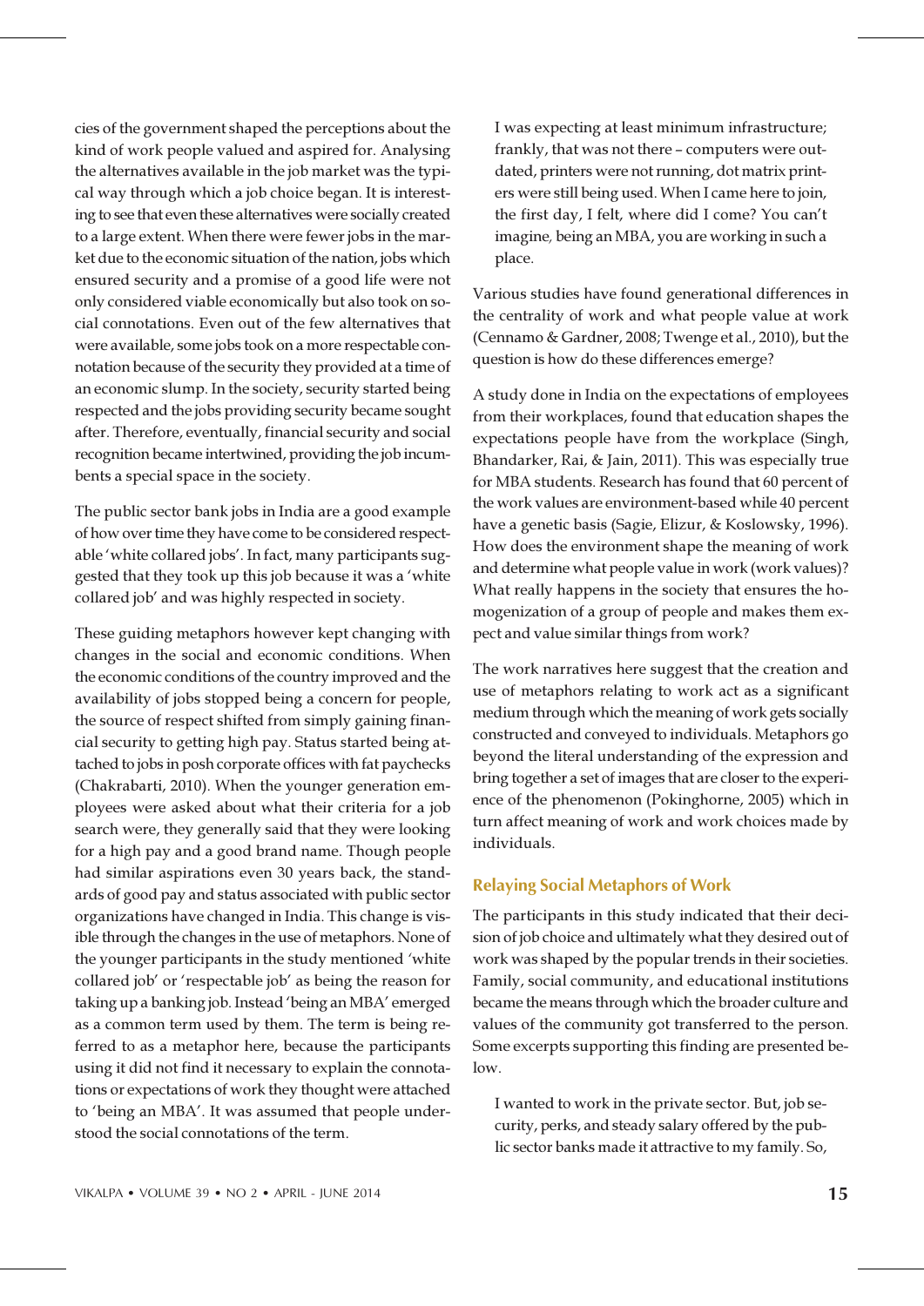cies of the government shaped the perceptions about the kind of work people valued and aspired for. Analysing the alternatives available in the job market was the typical way through which a job choice began. It is interesting to see that even these alternatives were socially created to a large extent. When there were fewer jobs in the market due to the economic situation of the nation, jobs which ensured security and a promise of a good life were not only considered viable economically but also took on social connotations. Even out of the few alternatives that were available, some jobs took on a more respectable connotation because of the security they provided at a time of an economic slump. In the society, security started being respected and the jobs providing security became sought after. Therefore, eventually, financial security and social recognition became intertwined, providing the job incumbents a special space in the society.

The public sector bank jobs in India are a good example of how over time they have come to be considered respectable 'white collared jobs'. In fact, many participants suggested that they took up this job because it was a 'white collared job' and was highly respected in society.

These guiding metaphors however kept changing with changes in the social and economic conditions. When the economic conditions of the country improved and the availability of jobs stopped being a concern for people, the source of respect shifted from simply gaining financial security to getting high pay. Status started being attached to jobs in posh corporate offices with fat paychecks (Chakrabarti, 2010). When the younger generation employees were asked about what their criteria for a job search were, they generally said that they were looking for a high pay and a good brand name. Though people had similar aspirations even 30 years back, the standards of good pay and status associated with public sector organizations have changed in India. This change is visible through the changes in the use of metaphors. None of the younger participants in the study mentioned 'white collared job' or 'respectable job' as being the reason for taking up a banking job. Instead 'being an MBA' emerged as a common term used by them. The term is being referred to as a metaphor here, because the participants using it did not find it necessary to explain the connotations or expectations of work they thought were attached to 'being an MBA'. It was assumed that people understood the social connotations of the term.

> I was expecting at least minimum infrastructure; frankly, that was not there – computers were outdated, printers were not running, dot matrix printers were still being used. When I came here to join, the first day, I felt, where did I come? You can't imagine, being an MBA, you are working in such a place.

Various studies have found generational differences in the centrality of work and what people value at work (Cennamo & Gardner, 2008; Twenge et al., 2010), but the question is how do these differences emerge?

A study done in India on the expectations of employees from their workplaces, found that education shapes the expectations people have from the workplace (Singh, Bhandarker, Rai, & Jain, 2011). This was especially true for MBA students. Research has found that 60 percent of the work values are environment-based while 40 percent have a genetic basis (Sagie, Elizur, & Koslowsky, 1996). How does the environment shape the meaning of work and determine what people value in work (work values)? What really happens in the society that ensures the homogenization of a group of people and makes them expect and value similar things from work?

The work narratives here suggest that the creation and use of metaphors relating to work act as a significant medium through which the meaning of work gets socially constructed and conveyed to individuals. Metaphors go beyond the literal understanding of the expression and bring together a set of images that are closer to the experience of the phenomenon (Pokinghorne, 2005) which in turn affect meaning of work and work choices made by individuals.

## Relaying Social Metaphors of Work

The participants in this study indicated that their decision of job choice and ultimately what they desired out of work was shaped by the popular trends in their societies. Family, social community, and educational institutions became the means through which the broader culture and values of the community got transferred to the person. Some excerpts supporting this finding are presented below.

> I wanted to work in the private sector. But, job security, perks, and steady salary offered by the public sector banks made it attractive to my family. So,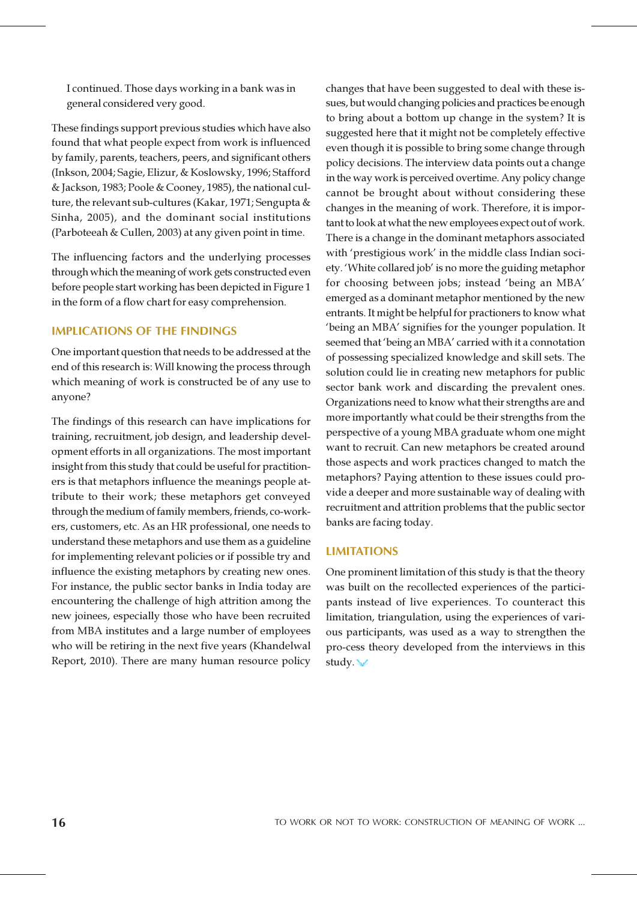I continued. Those days working in a bank was in general considered very good.

These findings support previous studies which have also found that what people expect from work is influenced by family, parents, teachers, peers, and significant others (Inkson, 2004; Sagie, Elizur, & Koslowsky, 1996; Stafford & Jackson, 1983; Poole & Cooney, 1985), the national culture, the relevant sub-cultures (Kakar, 1971; Sengupta & Sinha, 2005), and the dominant social institutions (Parboteeah & Cullen, 2003) at any given point in time.

The influencing factors and the underlying processes through which the meaning of work gets constructed even before people start working has been depicted in Figure 1 in the form of a flow chart for easy comprehension.

## IMPLICATIONS OF THE FINDINGS

One important question that needs to be addressed at the end of this research is: Will knowing the process through which meaning of work is constructed be of any use to anyone?

The findings of this research can have implications for training, recruitment, job design, and leadership development efforts in all organizations. The most important insight from this study that could be useful for practitioners is that metaphors influence the meanings people attribute to their work; these metaphors get conveyed through the medium of family members, friends, co-workers, customers, etc. As an HR professional, one needs to understand these metaphors and use them as a guideline for implementing relevant policies or if possible try and influence the existing metaphors by creating new ones. For instance, the public sector banks in India today are encountering the challenge of high attrition among the new joinees, especially those who have been recruited from MBA institutes and a large number of employees who will be retiring in the next five years (Khandelwal Report, 2010). There are many human resource policy changes that have been suggested to deal with these issues, but would changing policies and practices be enough to bring about a bottom up change in the system? It is suggested here that it might not be completely effective even though it is possible to bring some change through policy decisions. The interview data points out a change in the way work is perceived overtime. Any policy change cannot be brought about without considering these changes in the meaning of work. Therefore, it is important to look at what the new employees expect out of work. There is a change in the dominant metaphors associated with 'prestigious work' in the middle class Indian society. 'White collared job' is no more the guiding metaphor for choosing between jobs; instead 'being an MBA' emerged as a dominant metaphor mentioned by the new entrants. It might be helpful for practioners to know what 'being an MBA' signifies for the younger population. It seemed that 'being an MBA' carried with it a connotation of possessing specialized knowledge and skill sets. The solution could lie in creating new metaphors for public sector bank work and discarding the prevalent ones. Organizations need to know what their strengths are and more importantly what could be their strengths from the perspective of a young MBA graduate whom one might want to recruit. Can new metaphors be created around those aspects and work practices changed to match the metaphors? Paying attention to these issues could provide a deeper and more sustainable way of dealing with recruitment and attrition problems that the public sector banks are facing today.

## LIMITATIONS

One prominent limitation of this study is that the theory was built on the recollected experiences of the participants instead of live experiences. To counteract this limitation, triangulation, using the experiences of various participants, was used as a way to strengthen the pro-cess theory developed from the interviews in this study.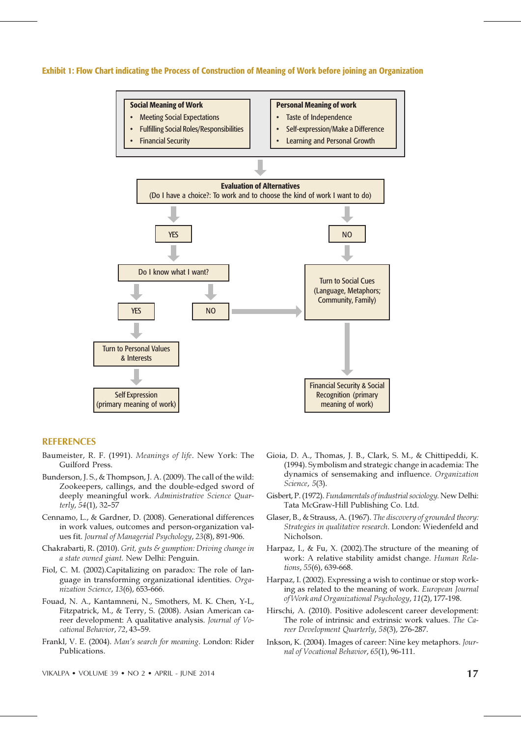**Exhibit 1: Flow Chart indicating the Process of Construction of Meaning of Work before joining an Organization**

**Social Meaning of Work**
- Meeting Social Expectations
- Fulfilling Social Roles/Responsibilities
- Financial Security

**Personal Meaning of work**
- Taste of Independence
- Self-expression/Make a Difference
- Learning and Personal Growth

**Evaluation of Alternatives**
(Do I have a choice?: To work and to choose the kind of work I want to do)

YES → Do I know what I want?
- YES → Turn to Personal Values & Interests → Self Expression (primary meaning of work)
- NO → Turn to Social Cues (Language, Metaphors; Community, Family)

NO → Turn to Social Cues (Language, Metaphors; Community, Family) → Financial Security & Social Recognition (primary meaning of work)

## REFERENCES

Baumeister, R. F. (1991). *Meanings of life*. New York: The Guilford Press.

Bunderson, J. S., & Thompson, J. A. (2009). The call of the wild: Zookeepers, callings, and the double-edged sword of deeply meaningful work. *Administrative Science Quarterly*, *54*(1), 32–57

Cennamo, L., & Gardner, D. (2008). Generational differences in work values, outcomes and person-organization values fit. *Journal of Managerial Psychology*, *23*(8), 891-906.

Chakrabarti, R. (2010). *Grit, guts & gumption: Driving change in a state owned giant.* New Delhi: Penguin.

Fiol, C. M. (2002).Capitalizing on paradox: The role of language in transforming organizational identities. *Organization Science*, *13*(6), 653-666.

Fouad, N. A., Kantamneni, N., Smothers, M. K. Chen, Y-L, Fitzpatrick, M., & Terry, S. (2008). Asian American career development: A qualitative analysis. *Journal of Vocational Behavior*, *72*, 43–59.

Frankl, V. E. (2004). *Man's search for meaning*. London: Rider Publications.

Gioia, D. A., Thomas, J. B., Clark, S. M., & Chittipeddi, K. (1994). Symbolism and strategic change in academia: The dynamics of sensemaking and influence. *Organization Science*, *5*(3).

Gisbert, P. (1972). *Fundamentals of industrial sociology.* New Delhi: Tata McGraw-Hill Publishing Co. Ltd.

Glaser, B., & Strauss, A. (1967). *The discovery of grounded theory: Strategies in qualitative research*. London: Wiedenfeld and Nicholson.

Harpaz, I., & Fu, X. (2002).The structure of the meaning of work: A relative stability amidst change. *Human Relations*, *55*(6), 639-668.

Harpaz, I. (2002). Expressing a wish to continue or stop working as related to the meaning of work. *European Journal of Work and Organizational Psychology*, *11*(2), 177-198.

Hirschi, A. (2010). Positive adolescent career development: The role of intrinsic and extrinsic work values. *The Career Development Quarterly*, *58*(3), 276-287.

Inkson, K. (2004). Images of career: Nine key metaphors. *Journal of Vocational Behavior*, *65*(1), 96-111.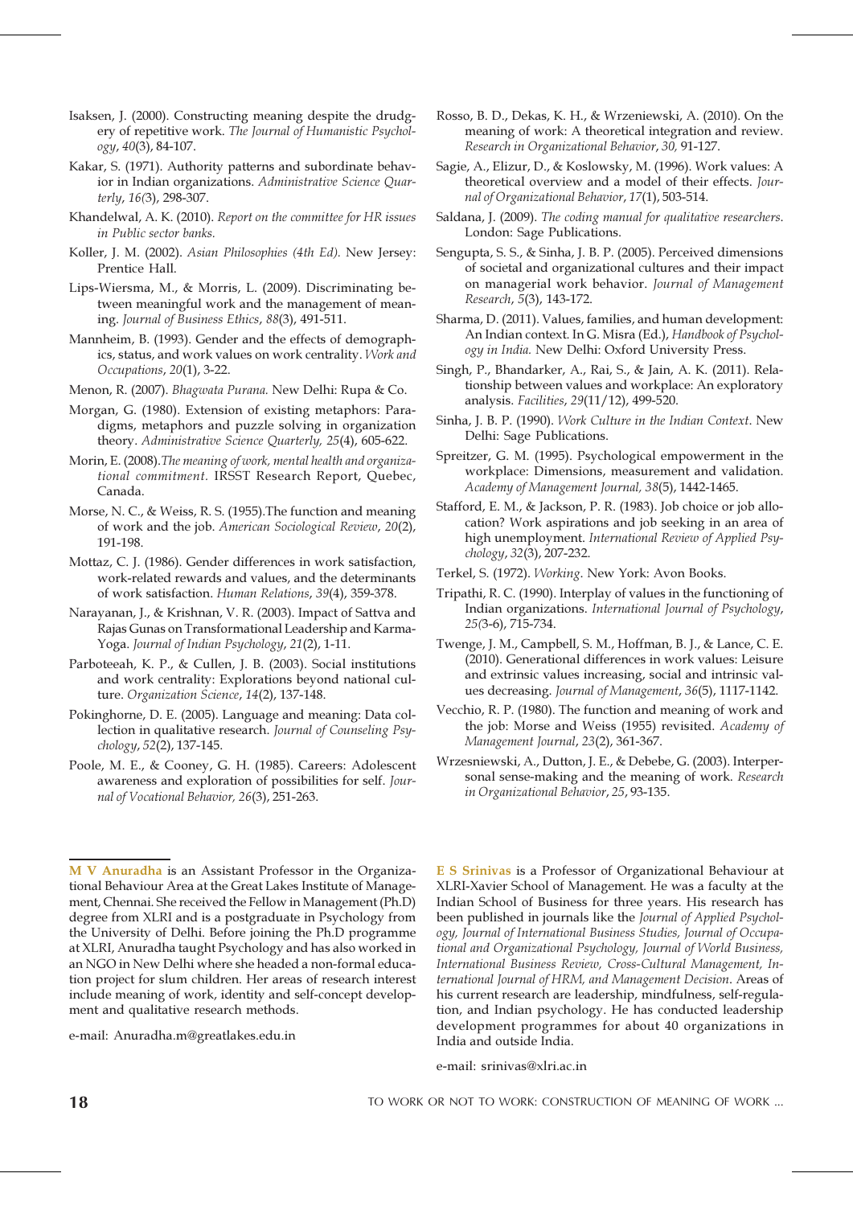Isaksen, J. (2000). Constructing meaning despite the drudgery of repetitive work. *The Journal of Humanistic Psychology*, *40*(3), 84-107.

Kakar, S. (1971). Authority patterns and subordinate behavior in Indian organizations. *Administrative Science Quarterly*, *16(*3), 298-307.

Khandelwal, A. K. (2010). *Report on the committee for HR issues in Public sector banks.*

Koller, J. M. (2002). *Asian Philosophies (4th Ed).* New Jersey: Prentice Hall.

Lips-Wiersma, M., & Morris, L. (2009). Discriminating between meaningful work and the management of meaning. *Journal of Business Ethics*, *88*(3), 491-511.

Mannheim, B. (1993). Gender and the effects of demographics, status, and work values on work centrality. *Work and Occupations*, *20*(1), 3-22.

Menon, R. (2007). *Bhagwata Purana.* New Delhi: Rupa & Co.

Morgan, G. (1980). Extension of existing metaphors: Paradigms, metaphors and puzzle solving in organization theory. *Administrative Science Quarterly, 25*(4), 605-622.

Morin, E. (2008).*The meaning of work, mental health and organizational commitment*. IRSST Research Report, Quebec, Canada.

Morse, N. C., & Weiss, R. S. (1955).The function and meaning of work and the job. *American Sociological Review*, *20*(2), 191-198.

Mottaz, C. J. (1986). Gender differences in work satisfaction, work-related rewards and values, and the determinants of work satisfaction. *Human Relations*, *39*(4), 359-378.

Narayanan, J., & Krishnan, V. R. (2003). Impact of Sattva and Rajas Gunas on Transformational Leadership and Karma-Yoga. *Journal of Indian Psychology*, *21*(2), 1-11.

Parboteeah, K. P., & Cullen, J. B. (2003). Social institutions and work centrality: Explorations beyond national culture. *Organization Science*, *14*(2), 137-148.

Pokinghorne, D. E. (2005). Language and meaning: Data collection in qualitative research. *Journal of Counseling Psychology*, *52*(2), 137-145.

Poole, M. E., & Cooney, G. H. (1985). Careers: Adolescent awareness and exploration of possibilities for self. *Journal of Vocational Behavior, 26*(3), 251-263.

Rosso, B. D., Dekas, K. H., & Wrzeniewski, A. (2010). On the meaning of work: A theoretical integration and review. *Research in Organizational Behavior*, *30,* 91-127.

Sagie, A., Elizur, D., & Koslowsky, M. (1996). Work values: A theoretical overview and a model of their effects. *Journal of Organizational Behavior*, *17*(1), 503-514.

Saldana, J. (2009). *The coding manual for qualitative researchers*. London: Sage Publications.

Sengupta, S. S., & Sinha, J. B. P. (2005). Perceived dimensions of societal and organizational cultures and their impact on managerial work behavior. *Journal of Management Research*, *5*(3), 143-172.

Sharma, D. (2011). Values, families, and human development: An Indian context. In G. Misra (Ed.), *Handbook of Psychology in India.* New Delhi: Oxford University Press.

Singh, P., Bhandarker, A., Rai, S., & Jain, A. K. (2011). Relationship between values and workplace: An exploratory analysis. *Facilities*, *29*(11/12), 499-520.

Sinha, J. B. P. (1990). *Work Culture in the Indian Context*. New Delhi: Sage Publications.

Spreitzer, G. M. (1995). Psychological empowerment in the workplace: Dimensions, measurement and validation. *Academy of Management Journal, 38*(5), 1442-1465.

Stafford, E. M., & Jackson, P. R. (1983). Job choice or job allocation? Work aspirations and job seeking in an area of high unemployment. *International Review of Applied Psychology*, *32*(3), 207-232.

Terkel, S. (1972). *Working*. New York: Avon Books.

Tripathi, R. C. (1990). Interplay of values in the functioning of Indian organizations. *International Journal of Psychology*, *25(*3-6), 715-734.

Twenge, J. M., Campbell, S. M., Hoffman, B. J., & Lance, C. E. (2010). Generational differences in work values: Leisure and extrinsic values increasing, social and intrinsic values decreasing. *Journal of Management*, *36*(5), 1117-1142.

Vecchio, R. P. (1980). The function and meaning of work and the job: Morse and Weiss (1955) revisited. *Academy of Management Journal*, *23*(2), 361-367.

Wrzesniewski, A., Dutton, J. E., & Debebe, G. (2003). Interpersonal sense-making and the meaning of work. *Research in Organizational Behavior*, *25*, 93-135.

---

**M V Anuradha** is an Assistant Professor in the Organizational Behaviour Area at the Great Lakes Institute of Management, Chennai. She received the Fellow in Management (Ph.D) degree from XLRI and is a postgraduate in Psychology from the University of Delhi. Before joining the Ph.D programme at XLRI, Anuradha taught Psychology and has also worked in an NGO in New Delhi where she headed a non-formal education project for slum children. Her areas of research interest include meaning of work, identity and self-concept development and qualitative research methods.

e-mail: Anuradha.m@greatlakes.edu.in

**E S Srinivas** is a Professor of Organizational Behaviour at XLRI-Xavier School of Management. He was a faculty at the Indian School of Business for three years. His research has been published in journals like the *Journal of Applied Psychology, Journal of International Business Studies, Journal of Occupational and Organizational Psychology, Journal of World Business, International Business Review, Cross-Cultural Management, International Journal of HRM, and Management Decision*. Areas of his current research are leadership, mindfulness, self-regulation, and Indian psychology. He has conducted leadership development programmes for about 40 organizations in India and outside India.

e-mail: srinivas@xlri.ac.in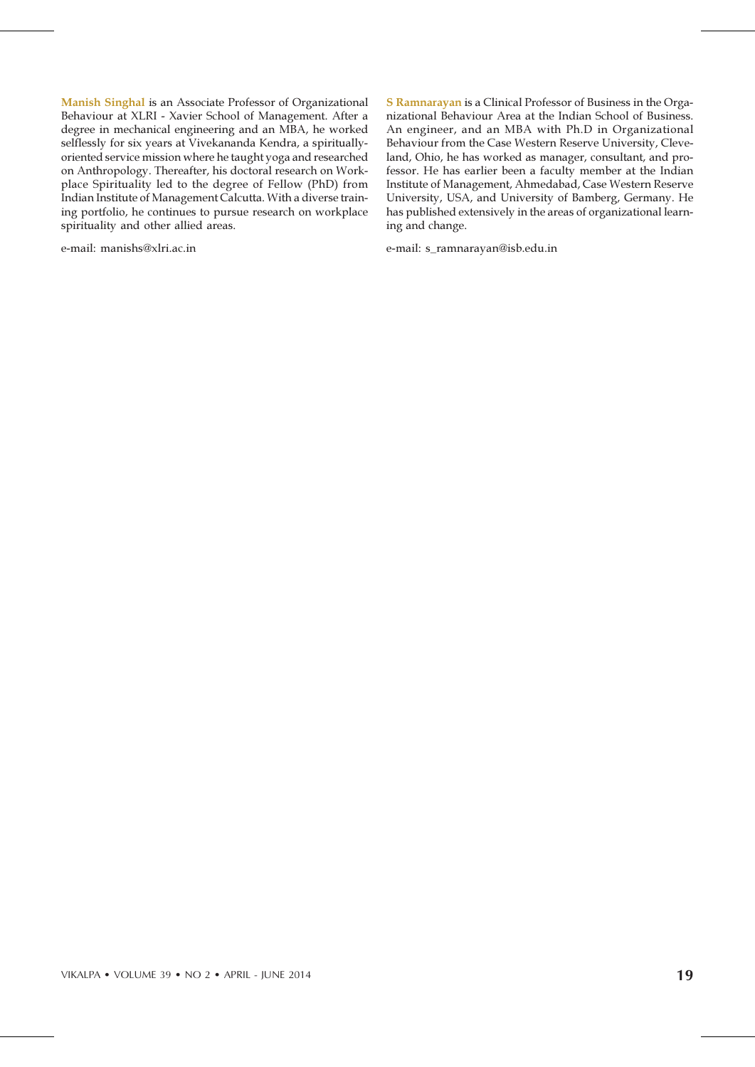**Manish Singhal** is an Associate Professor of Organizational Behaviour at XLRI - Xavier School of Management. After a degree in mechanical engineering and an MBA, he worked selflessly for six years at Vivekananda Kendra, a spiritually-oriented service mission where he taught yoga and researched on Anthropology. Thereafter, his doctoral research on Workplace Spirituality led to the degree of Fellow (PhD) from Indian Institute of Management Calcutta. With a diverse training portfolio, he continues to pursue research on workplace spirituality and other allied areas.

e-mail: manishs@xlri.ac.in

**S Ramnarayan** is a Clinical Professor of Business in the Organizational Behaviour Area at the Indian School of Business. An engineer, and an MBA with Ph.D in Organizational Behaviour from the Case Western Reserve University, Cleveland, Ohio, he has worked as manager, consultant, and professor. He has earlier been a faculty member at the Indian Institute of Management, Ahmedabad, Case Western Reserve University, USA, and University of Bamberg, Germany. He has published extensively in the areas of organizational learning and change.

e-mail: s_ramnarayan@isb.edu.in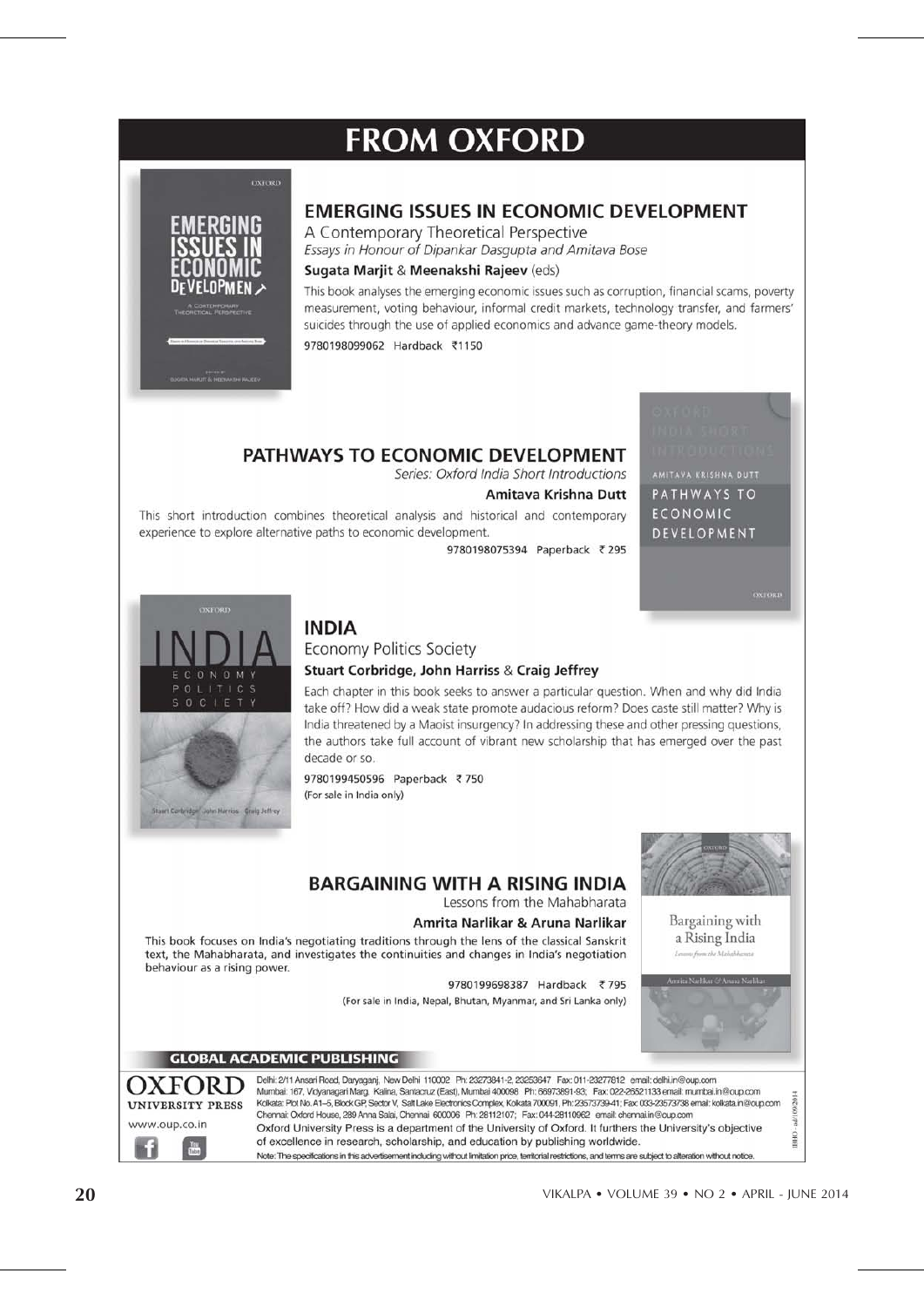# FROM OXFORD

## EMERGING ISSUES IN ECONOMIC DEVELOPMENT

A Contemporary Theoretical Perspective

*Essays in Honour of Dipankar Dasgupta and Amitava Bose*

**Sugata Marjit** & **Meenakshi Rajeev** (eds)

This book analyses the emerging economic issues such as corruption, financial scams, poverty measurement, voting behaviour, informal credit markets, technology transfer, and farmers' suicides through the use of applied economics and advance game-theory models.

9780198099062 Hardback ₹1150

## PATHWAYS TO ECONOMIC DEVELOPMENT

*Series: Oxford India Short Introductions*

**Amitava Krishna Dutt**

This short introduction combines theoretical analysis and historical and contemporary experience to explore alternative paths to economic development.

9780198075394 Paperback ₹ 295

## INDIA

Economy Politics Society

**Stuart Corbridge, John Harriss** & **Craig Jeffrey**

Each chapter in this book seeks to answer a particular question. When and why did India take off? How did a weak state promote audacious reform? Does caste still matter? Why is India threatened by a Maoist insurgency? In addressing these and other pressing questions, the authors take full account of vibrant new scholarship that has emerged over the past decade or so.

9780199450596 Paperback ₹ 750

(For sale in India only)

## BARGAINING WITH A RISING INDIA

Lessons from the Mahabharata

**Amrita Narlikar & Aruna Narlikar**

This book focuses on India's negotiating traditions through the lens of the classical Sanskrit text, the Mahabharata, and investigates the continuities and changes in India's negotiation behaviour as a rising power.

9780199698387 Hardback ₹ 795

(For sale in India, Nepal, Bhutan, Myanmar, and Sri Lanka only)

**GLOBAL ACADEMIC PUBLISHING**

OXFORD UNIVERSITY PRESS

www.oup.co.in

Delhi: 2/11 Ansari Road, Daryaganj, New Delhi 110002 Ph: 23273841-2, 23253647 Fax: 011-23277812 email: delhi.in@oup.com
Mumbai: 167, Vidyanagari Marg, Kalina, Santacruz (East), Mumbai 400098 Ph: 66973891-93; Fax: 022-26521133 email: mumbai.in@oup.com
Kolkata: Plot No. A1–5, Block GP, Sector V, Salt Lake Electronics Complex, Kolkata 700091, Ph: 23573739-41; Fax: 033-23573738 email: kolkata.in@oup.com
Chennai: Oxford House, 289 Anna Salai, Chennai 600006 Ph: 28112107; Fax: 044-28110962 email: chennai.in@oup.com

Oxford University Press is a department of the University of Oxford. It furthers the University's objective of excellence in research, scholarship, and education by publishing worldwide.

Note: The specifications in this advertisement including without limitation price, territorial restrictions, and terms are subject to alteration without notice.